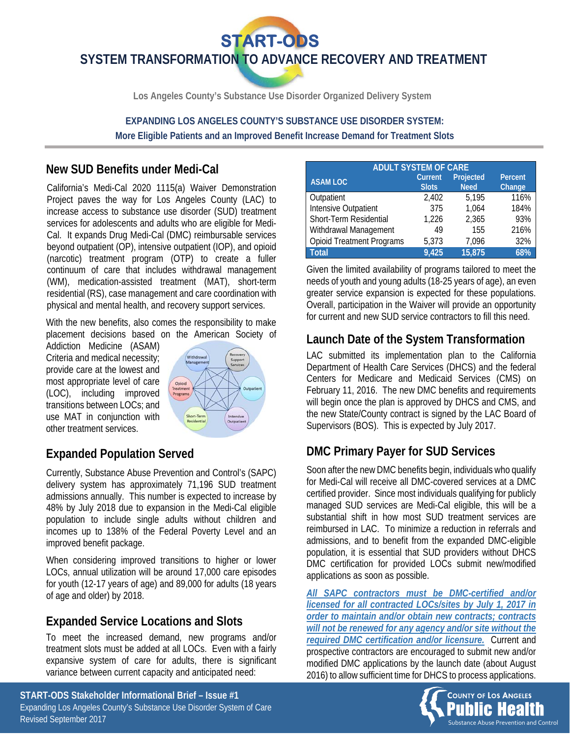# START-ODS

# SYSTEM TRANSFORMATION TO ADVANCE RECOVERY AND TREATMENT

Los Angeles County's Substance Use Disorder Organized Delivery System

**EXPANDING LOS ANGELES COUNTY'S SUBSTANCE USE DISORDER SYSTEM:**
**More Eligible Patients and an Improved Benefit Increase Demand for Treatment Slots**

## New SUD Benefits under Medi-Cal

California's Medi-Cal 2020 1115(a) Waiver Demonstration Project paves the way for Los Angeles County (LAC) to increase access to substance use disorder (SUD) treatment services for adolescents and adults who are eligible for Medi-Cal. It expands Drug Medi-Cal (DMC) reimbursable services beyond outpatient (OP), intensive outpatient (IOP), and opioid (narcotic) treatment program (OTP) to create a fuller continuum of care that includes withdrawal management (WM), medication-assisted treatment (MAT), short-term residential (RS), case management and care coordination with physical and mental health, and recovery support services.

With the new benefits, also comes the responsibility to make placement decisions based on the American Society of Addiction Medicine (ASAM) Criteria and medical necessity; provide care at the lowest and most appropriate level of care (LOC), including improved transitions between LOCs; and use MAT in conjunction with other treatment services.

## Expanded Population Served

Currently, Substance Abuse Prevention and Control's (SAPC) delivery system has approximately 71,196 SUD treatment admissions annually. This number is expected to increase by 48% by July 2018 due to expansion in the Medi-Cal eligible population to include single adults without children and incomes up to 138% of the Federal Poverty Level and an improved benefit package.

When considering improved transitions to higher or lower LOCs, annual utilization will be around 17,000 care episodes for youth (12-17 years of age) and 89,000 for adults (18 years of age and older) by 2018.

## Expanded Service Locations and Slots

To meet the increased demand, new programs and/or treatment slots must be added at all LOCs. Even with a fairly expansive system of care for adults, there is significant variance between current capacity and anticipated need:

| ADULT SYSTEM OF CARE | | | |
|---|---|---|---|
| ASAM LOC | Current Slots | Projected Need | Percent Change |
| Outpatient | 2,402 | 5,195 | 116% |
| Intensive Outpatient | 375 | 1,064 | 184% |
| Short-Term Residential | 1,226 | 2,365 | 93% |
| Withdrawal Management | 49 | 155 | 216% |
| Opioid Treatment Programs | 5,373 | 7,096 | 32% |
| **Total** | **9,425** | **15,875** | **68%** |

Given the limited availability of programs tailored to meet the needs of youth and young adults (18-25 years of age), an even greater service expansion is expected for these populations. Overall, participation in the Waiver will provide an opportunity for current and new SUD service contractors to fill this need.

## Launch Date of the System Transformation

LAC submitted its implementation plan to the California Department of Health Care Services (DHCS) and the federal Centers for Medicare and Medicaid Services (CMS) on February 11, 2016. The new DMC benefits and requirements will begin once the plan is approved by DHCS and CMS, and the new State/County contract is signed by the LAC Board of Supervisors (BOS). This is expected by July 2017.

## DMC Primary Payer for SUD Services

Soon after the new DMC benefits begin, individuals who qualify for Medi-Cal will receive all DMC-covered services at a DMC certified provider. Since most individuals qualifying for publicly managed SUD services are Medi-Cal eligible, this will be a substantial shift in how most SUD treatment services are reimbursed in LAC. To minimize a reduction in referrals and admissions, and to benefit from the expanded DMC-eligible population, it is essential that SUD providers without DHCS DMC certification for provided LOCs submit new/modified applications as soon as possible.

***All SAPC contractors must be DMC-certified and/or licensed for all contracted LOCs/sites by July 1, 2017 in order to maintain and/or obtain new contracts; contracts will not be renewed for any agency and/or site without the required DMC certification and/or licensure.*** Current and prospective contractors are encouraged to submit new and/or modified DMC applications by the launch date (about August 2016) to allow sufficient time for DHCS to process applications.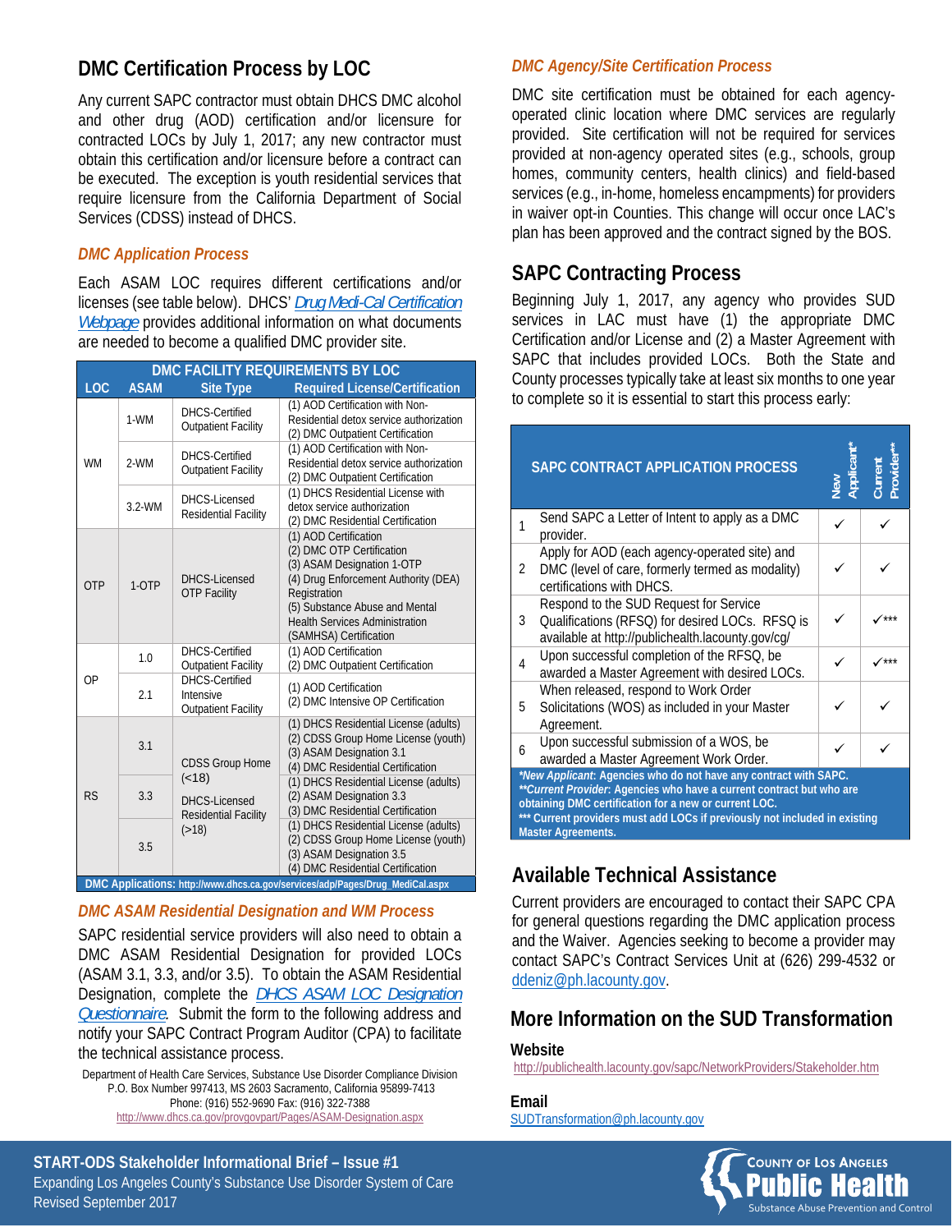## DMC Certification Process by LOC

Any current SAPC contractor must obtain DHCS DMC alcohol and other drug (AOD) certification and/or licensure for contracted LOCs by July 1, 2017; any new contractor must obtain this certification and/or licensure before a contract can be executed. The exception is youth residential services that require licensure from the California Department of Social Services (CDSS) instead of DHCS.

### *DMC Application Process*

Each ASAM LOC requires different certifications and/or licenses (see table below). DHCS' *[Drug Medi-Cal Certification Webpage]* provides additional information on what documents are needed to become a qualified DMC provider site.

| DMC FACILITY REQUIREMENTS BY LOC | | | |
|---|---|---|---|
| **LOC** | **ASAM** | **Site Type** | **Required License/Certification** |
| WM | 1-WM | DHCS-Certified Outpatient Facility | (1) AOD Certification with Non-Residential detox service authorization<br>(2) DMC Outpatient Certification |
| | 2-WM | DHCS-Certified Outpatient Facility | (1) AOD Certification with Non-Residential detox service authorization<br>(2) DMC Outpatient Certification |
| | 3.2-WM | DHCS-Licensed Residential Facility | (1) DHCS Residential License with detox service authorization<br>(2) DMC Residential Certification |
| OTP | 1-OTP | DHCS-Licensed OTP Facility | (1) AOD Certification<br>(2) DMC OTP Certification<br>(3) ASAM Designation 1-OTP<br>(4) Drug Enforcement Authority (DEA) Registration<br>(5) Substance Abuse and Mental Health Services Administration (SAMHSA) Certification |
| OP | 1.0 | DHCS-Certified Outpatient Facility | (1) AOD Certification<br>(2) DMC Outpatient Certification |
| | 2.1 | DHCS-Certified Intensive Outpatient Facility | (1) AOD Certification<br>(2) DMC Intensive OP Certification |
| RS | 3.1 | CDSS Group Home (<18)<br>DHCS-Licensed Residential Facility (>18) | (1) DHCS Residential License (adults)<br>(2) CDSS Group Home License (youth)<br>(3) ASAM Designation 3.1<br>(4) DMC Residential Certification |
| | 3.3 | | (1) DHCS Residential License (adults)<br>(2) ASAM Designation 3.3<br>(3) DMC Residential Certification |
| | 3.5 | | (1) DHCS Residential License (adults)<br>(2) CDSS Group Home License (youth)<br>(3) ASAM Designation 3.5<br>(4) DMC Residential Certification |
| **DMC Applications:** http://www.dhcs.ca.gov/services/adp/Pages/Drug_MediCal.aspx | | | |

### *DMC ASAM Residential Designation and WM Process*

SAPC residential service providers will also need to obtain a DMC ASAM Residential Designation for provided LOCs (ASAM 3.1, 3.3, and/or 3.5). To obtain the ASAM Residential Designation, complete the *[DHCS ASAM LOC Designation Questionnaire]*. Submit the form to the following address and notify your SAPC Contract Program Auditor (CPA) to facilitate the technical assistance process.

Department of Health Care Services, Substance Use Disorder Compliance Division
P.O. Box Number 997413, MS 2603 Sacramento, California 95899-7413
Phone: (916) 552-9690 Fax: (916) 322-7388
http://www.dhcs.ca.gov/provgovpart/Pages/ASAM-Designation.aspx

### *DMC Agency/Site Certification Process*

DMC site certification must be obtained for each agency-operated clinic location where DMC services are regularly provided. Site certification will not be required for services provided at non-agency operated sites (e.g., schools, group homes, community centers, health clinics) and field-based services (e.g., in-home, homeless encampments) for providers in waiver opt-in Counties. This change will occur once LAC's plan has been approved and the contract signed by the BOS.

## SAPC Contracting Process

Beginning July 1, 2017, any agency who provides SUD services in LAC must have (1) the appropriate DMC Certification and/or License and (2) a Master Agreement with SAPC that includes provided LOCs. Both the State and County processes typically take at least six months to one year to complete so it is essential to start this process early:

| | SAPC CONTRACT APPLICATION PROCESS | New Applicant* | Current Provider** |
|---|---|---|---|
| 1 | Send SAPC a Letter of Intent to apply as a DMC provider. | ✓ | ✓ |
| 2 | Apply for AOD (each agency-operated site) and DMC (level of care, formerly termed as modality) certifications with DHCS. | ✓ | ✓ |
| 3 | Respond to the SUD Request for Service Qualifications (RFSQ) for desired LOCs. RFSQ is available at http://publichealth.lacounty.gov/cg/ | ✓ | ✓*** |
| 4 | Upon successful completion of the RFSQ, be awarded a Master Agreement with desired LOCs. | ✓ | ✓*** |
| 5 | When released, respond to Work Order Solicitations (WOS) as included in your Master Agreement. | ✓ | ✓ |
| 6 | Upon successful submission of a WOS, be awarded a Master Agreement Work Order. | ✓ | ✓ |

***New Applicant*: Agencies who do not have any contract with SAPC.**
****Current Provider*: Agencies who have a current contract but who are obtaining DMC certification for a new or current LOC.**
**\*\*\* Current providers must add LOCs if previously not included in existing Master Agreements.**

## Available Technical Assistance

Current providers are encouraged to contact their SAPC CPA for general questions regarding the DMC application process and the Waiver. Agencies seeking to become a provider may contact SAPC's Contract Services Unit at (626) 299-4532 or ddeniz@ph.lacounty.gov.

## More Information on the SUD Transformation

**Website**

http://publichealth.lacounty.gov/sapc/NetworkProviders/Stakeholder.htm

**Email**

SUDTransformation@ph.lacounty.gov

**START-ODS Stakeholder Informational Brief – Issue #1**
Expanding Los Angeles County's Substance Use Disorder System of Care
Revised September 2017

County of Los Angeles Public Health — Substance Abuse Prevention and Control